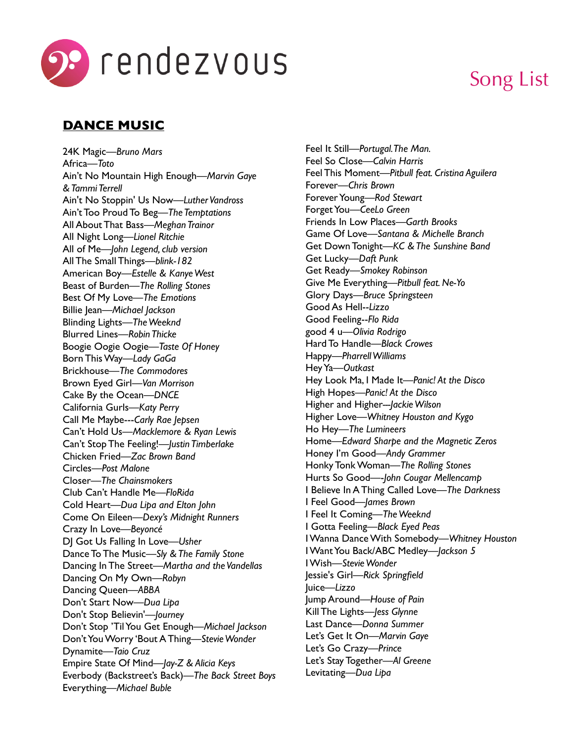rendezvous

# Song List

## DANCE MUSIC

24K Magic—*Bruno Mars*
Africa—*Toto*
Ain't No Mountain High Enough—*Marvin Gaye & Tammi Terrell*
Ain't No Stoppin' Us Now—*Luther Vandross*
Ain't Too Proud To Beg—*The Temptations*
All About That Bass—*Meghan Trainor*
All Night Long—*Lionel Ritchie*
All of Me—*John Legend, club version*
All The Small Things—*blink-182*
American Boy—*Estelle & Kanye West*
Beast of Burden—*The Rolling Stones*
Best Of My Love—*The Emotions*
Billie Jean—*Michael Jackson*
Blinding Lights—*The Weeknd*
Blurred Lines—*Robin Thicke*
Boogie Oogie Oogie—*Taste Of Honey*
Born This Way—*Lady GaGa*
Brickhouse—*The Commodores*
Brown Eyed Girl—*Van Morrison*
Cake By the Ocean—*DNCE*
California Gurls—*Katy Perry*
Call Me Maybe---*Carly Rae Jepsen*
Can't Hold Us—*Macklemore & Ryan Lewis*
Can't Stop The Feeling!—*Justin Timberlake*
Chicken Fried—*Zac Brown Band*
Circles—*Post Malone*
Closer—*The Chainsmokers*
Club Can't Handle Me—*FloRida*
Cold Heart—*Dua Lipa and Elton John*
Come On Eileen—*Dexy's Midnight Runners*
Crazy In Love—*Beyoncé*
DJ Got Us Falling In Love—*Usher*
Dance To The Music—*Sly & The Family Stone*
Dancing In The Street—*Martha and the Vandellas*
Dancing On My Own—*Robyn*
Dancing Queen—*ABBA*
Don't Start Now—*Dua Lipa*
Don't Stop Believin'—*Journey*
Don't Stop 'Til You Get Enough—*Michael Jackson*
Don't You Worry 'Bout A Thing—*Stevie Wonder*
Dynamite—*Taio Cruz*
Empire State Of Mind—*Jay-Z & Alicia Keys*
Everbody (Backstreet's Back)—*The Back Street Boys*
Everything—*Michael Buble*
Feel It Still—*Portugal. The Man.*
Feel So Close—*Calvin Harris*
Feel This Moment—*Pitbull feat. Cristina Aguilera*
Forever—*Chris Brown*
Forever Young—*Rod Stewart*
Forget You—*CeeLo Green*
Friends In Low Places—*Garth Brooks*
Game Of Love—*Santana & Michelle Branch*
Get Down Tonight—*KC & The Sunshine Band*
Get Lucky—*Daft Punk*
Get Ready—*Smokey Robinson*
Give Me Everything—*Pitbull feat. Ne-Yo*
Glory Days—*Bruce Springsteen*
Good As Hell--*Lizzo*
Good Feeling--*Flo Rida*
good 4 u—*Olivia Rodrigo*
Hard To Handle—*Black Crowes*
Happy—*Pharrell Williams*
Hey Ya—*Outkast*
Hey Look Ma, I Made It—*Panic! At the Disco*
High Hopes—*Panic! At the Disco*
Higher and Higher-—*Jackie Wilson*
Higher Love—*Whitney Houston and Kygo*
Ho Hey—*The Lumineers*
Home—*Edward Sharpe and the Magnetic Zeros*
Honey I'm Good—*Andy Grammer*
Honky Tonk Woman—*The Rolling Stones*
Hurts So Good—-*John Cougar Mellencamp*
I Believe In A Thing Called Love—*The Darkness*
I Feel Good—*James Brown*
I Feel It Coming—*The Weeknd*
I Gotta Feeling—*Black Eyed Peas*
I Wanna Dance With Somebody—*Whitney Houston*
I Want You Back/ABC Medley—*Jackson 5*
I Wish—*Stevie Wonder*
Jessie's Girl—*Rick Springfield*
Juice—*Lizzo*
Jump Around—*House of Pain*
Kill The Lights—*Jess Glynne*
Last Dance—*Donna Summer*
Let's Get It On—*Marvin Gaye*
Let's Go Crazy—*Prince*
Let's Stay Together—*Al Greene*
Levitating—*Dua Lipa*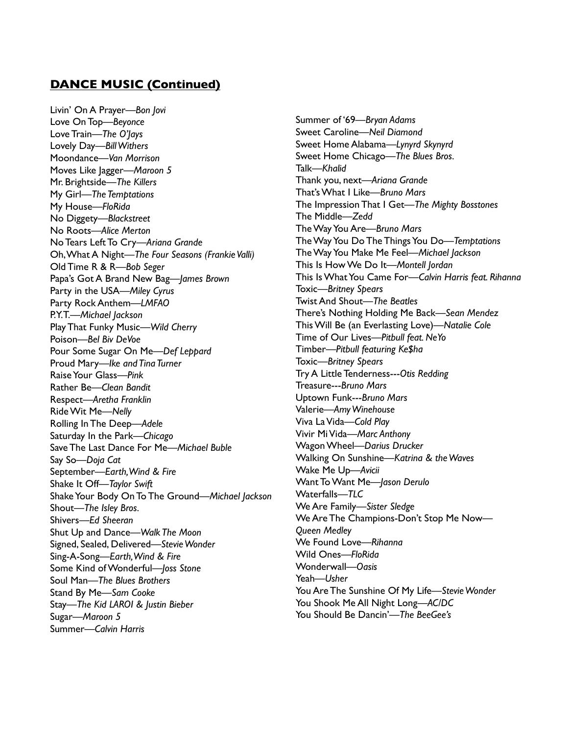## **DANCE MUSIC (Continued)**

Livin' On A Prayer—*Bon Jovi*
Love On Top—*Beyonce*
Love Train—*The O'Jays*
Lovely Day—*Bill Withers*
Moondance—*Van Morrison*
Moves Like Jagger—*Maroon 5*
Mr. Brightside—*The Killers*
My Girl—*The Temptations*
My House—*FloRida*
No Diggety—*Blackstreet*
No Roots—*Alice Merton*
No Tears Left To Cry—*Ariana Grande*
Oh, What A Night—*The Four Seasons (Frankie Valli)*
Old Time R & R—*Bob Seger*
Papa's Got A Brand New Bag—*James Brown*
Party in the USA—*Miley Cyrus*
Party Rock Anthem—*LMFAO*
P.Y.T.—*Michael Jackson*
Play That Funky Music—*Wild Cherry*
Poison—*Bel Biv DeVoe*
Pour Some Sugar On Me—*Def Leppard*
Proud Mary—*Ike and Tina Turner*
Raise Your Glass—*Pink*
Rather Be—*Clean Bandit*
Respect—*Aretha Franklin*
Ride Wit Me—*Nelly*
Rolling In The Deep—*Adele*
Saturday In the Park—*Chicago*
Save The Last Dance For Me—*Michael Buble*
Say So—*Doja Cat*
September—*Earth, Wind & Fire*
Shake It Off—*Taylor Swift*
Shake Your Body On To The Ground—*Michael Jackson*
Shout—*The Isley Bros.*
Shivers—*Ed Sheeran*
Shut Up and Dance—*Walk The Moon*
Signed, Sealed, Delivered—*Stevie Wonder*
Sing-A-Song—*Earth, Wind & Fire*
Some Kind of Wonderful—*Joss Stone*
Soul Man—*The Blues Brothers*
Stand By Me—*Sam Cooke*
Stay—*The Kid LAROI & Justin Bieber*
Sugar—*Maroon 5*
Summer—*Calvin Harris*
Summer of '69—*Bryan Adams*
Sweet Caroline—*Neil Diamond*
Sweet Home Alabama—*Lynyrd Skynyrd*
Sweet Home Chicago—*The Blues Bros.*
Talk—*Khalid*
Thank you, next—*Ariana Grande*
That's What I Like—*Bruno Mars*
The Impression That I Get—*The Mighty Bosstones*
The Middle—*Zedd*
The Way You Are—*Bruno Mars*
The Way You Do The Things You Do—*Temptations*
The Way You Make Me Feel—*Michael Jackson*
This Is How We Do It—*Montell Jordan*
This Is What You Came For—*Calvin Harris feat. Rihanna*
Toxic—*Britney Spears*
Twist And Shout—*The Beatles*
There's Nothing Holding Me Back—*Sean Mendez*
This Will Be (an Everlasting Love)—*Natalie Cole*
Time of Our Lives—*Pitbull feat. NeYo*
Timber—*Pitbull featuring Ke$ha*
Toxic—*Britney Spears*
Try A Little Tenderness---*Otis Redding*
Treasure---*Bruno Mars*
Uptown Funk---*Bruno Mars*
Valerie—*Amy Winehouse*
Viva La Vida—*Cold Play*
Vivir Mi Vida—*Marc Anthony*
Wagon Wheel—*Darius Drucker*
Walking On Sunshine—*Katrina & the Waves*
Wake Me Up—*Avicii*
Want To Want Me—*Jason Derulo*
Waterfalls—*TLC*
We Are Family—*Sister Sledge*
We Are The Champions-Don't Stop Me Now—*Queen Medley*
We Found Love—*Rihanna*
Wild Ones—*FloRida*
Wonderwall—*Oasis*
Yeah—*Usher*
You Are The Sunshine Of My Life—*Stevie Wonder*
You Shook Me All Night Long—*AC/DC*
You Should Be Dancin'—*The BeeGee's*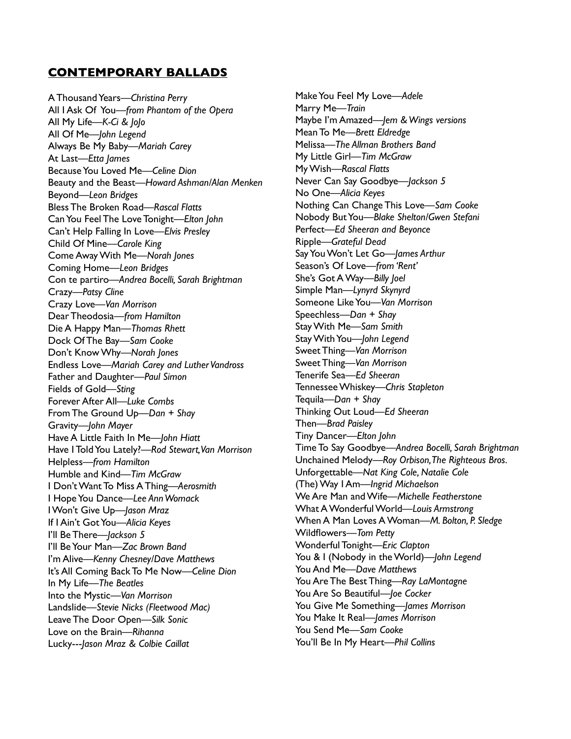## CONTEMPORARY BALLADS

A Thousand Years—*Christina Perry*
All I Ask Of You—*from Phantom of the Opera*
All My Life—*K-Ci & JoJo*
All Of Me—*John Legend*
Always Be My Baby—*Mariah Carey*
At Last—*Etta James*
Because You Loved Me—*Celine Dion*
Beauty and the Beast—*Howard Ashman/Alan Menken*
Beyond—*Leon Bridges*
Bless The Broken Road—*Rascal Flatts*
Can You Feel The Love Tonight—*Elton John*
Can't Help Falling In Love—*Elvis Presley*
Child Of Mine—*Carole King*
Come Away With Me—*Norah Jones*
Coming Home—*Leon Bridges*
Con te partiro—*Andrea Bocelli, Sarah Brightman*
Crazy—*Patsy Cline*
Crazy Love—*Van Morrison*
Dear Theodosia—*from Hamilton*
Die A Happy Man—*Thomas Rhett*
Dock Of The Bay—*Sam Cooke*
Don't Know Why—*Norah Jones*
Endless Love—*Mariah Carey and Luther Vandross*
Father and Daughter—*Paul Simon*
Fields of Gold—*Sting*
Forever After All—*Luke Combs*
From The Ground Up—*Dan + Shay*
Gravity—*John Mayer*
Have A Little Faith In Me—*John Hiatt*
Have I Told You Lately?—*Rod Stewart, Van Morrison*
Helpless—*from Hamilton*
Humble and Kind—*Tim McGraw*
I Don't Want To Miss A Thing—*Aerosmith*
I Hope You Dance—*Lee Ann Womack*
I Won't Give Up—*Jason Mraz*
If I Ain't Got You—*Alicia Keyes*
I'll Be There—*Jackson 5*
I'll Be Your Man—*Zac Brown Band*
I'm Alive—*Kenny Chesney/Dave Matthews*
It's All Coming Back To Me Now—*Celine Dion*
In My Life—*The Beatles*
Into the Mystic—*Van Morrison*
Landslide—*Stevie Nicks (Fleetwood Mac)*
Leave The Door Open—*Silk Sonic*
Love on the Brain—*Rihanna*
Lucky---*Jason Mraz & Colbie Caillat*
Make You Feel My Love—*Adele*
Marry Me—*Train*
Maybe I'm Amazed—*Jem & Wings versions*
Mean To Me—*Brett Eldredge*
Melissa—*The Allman Brothers Band*
My Little Girl—*Tim McGraw*
My Wish—*Rascal Flatts*
Never Can Say Goodbye—*Jackson 5*
No One—*Alicia Keyes*
Nothing Can Change This Love—*Sam Cooke*
Nobody But You—*Blake Shelton/Gwen Stefani*
Perfect—*Ed Sheeran and Beyonce*
Ripple—*Grateful Dead*
Say You Won't Let Go—*James Arthur*
Season's Of Love—*from 'Rent'*
She's Got A Way—*Billy Joel*
Simple Man—*Lynyrd Skynyrd*
Someone Like You—*Van Morrison*
Speechless—*Dan + Shay*
Stay With Me—*Sam Smith*
Stay With You—*John Legend*
Sweet Thing—*Van Morrison*
Sweet Thing—*Van Morrison*
Tenerife Sea—*Ed Sheeran*
Tennessee Whiskey—*Chris Stapleton*
Tequila—*Dan + Shay*
Thinking Out Loud—*Ed Sheeran*
Then—*Brad Paisley*
Tiny Dancer—*Elton John*
Time To Say Goodbye—*Andrea Bocelli, Sarah Brightman*
Unchained Melody—*Roy Orbison, The Righteous Bros.*
Unforgettable—*Nat King Cole, Natalie Cole*
(The) Way I Am—*Ingrid Michaelson*
We Are Man and Wife—*Michelle Featherstone*
What A Wonderful World—*Louis Armstrong*
When A Man Loves A Woman—*M. Bolton, P. Sledge*
Wildflowers—*Tom Petty*
Wonderful Tonight—*Eric Clapton*
You & I (Nobody in the World)—*John Legend*
You And Me—*Dave Matthews*
You Are The Best Thing—*Ray LaMontagne*
You Are So Beautiful—*Joe Cocker*
You Give Me Something—*James Morrison*
You Make It Real—*James Morrison*
You Send Me—*Sam Cooke*
You'll Be In My Heart—*Phil Collins*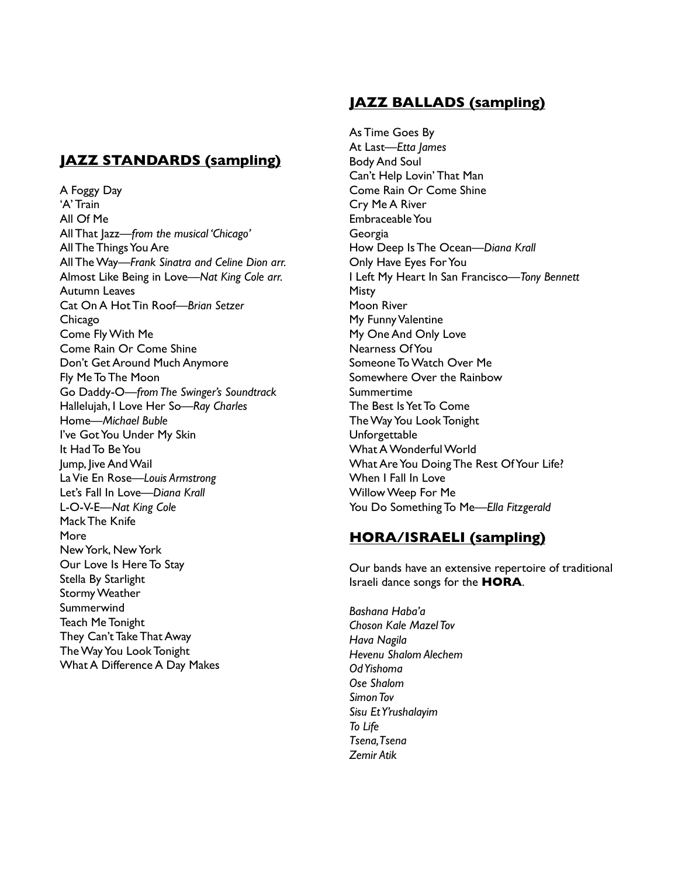## **JAZZ STANDARDS (sampling)**

A Foggy Day
'A' Train
All Of Me
All That Jazz—*from the musical 'Chicago'*
All The Things You Are
All The Way—*Frank Sinatra and Celine Dion arr.*
Almost Like Being in Love—*Nat King Cole arr.*
Autumn Leaves
Cat On A Hot Tin Roof—*Brian Setzer*
Chicago
Come Fly With Me
Come Rain Or Come Shine
Don't Get Around Much Anymore
Fly Me To The Moon
Go Daddy-O—*from The Swinger's Soundtrack*
Hallelujah, I Love Her So—*Ray Charles*
Home—*Michael Buble*
I've Got You Under My Skin
It Had To Be You
Jump, Jive And Wail
La Vie En Rose—*Louis Armstrong*
Let's Fall In Love—*Diana Krall*
L-O-V-E—*Nat King Cole*
Mack The Knife
More
New York, New York
Our Love Is Here To Stay
Stella By Starlight
Stormy Weather
Summerwind
Teach Me Tonight
They Can't Take That Away
The Way You Look Tonight
What A Difference A Day Makes

## **JAZZ BALLADS (sampling)**

As Time Goes By
At Last—*Etta James*
Body And Soul
Can't Help Lovin' That Man
Come Rain Or Come Shine
Cry Me A River
Embraceable You
Georgia
How Deep Is The Ocean—*Diana Krall*
Only Have Eyes For You
I Left My Heart In San Francisco—*Tony Bennett*
Misty
Moon River
My Funny Valentine
My One And Only Love
Nearness Of You
Someone To Watch Over Me
Somewhere Over the Rainbow
Summertime
The Best Is Yet To Come
The Way You Look Tonight
Unforgettable
What A Wonderful World
What Are You Doing The Rest Of Your Life?
When I Fall In Love
Willow Weep For Me
You Do Something To Me—*Ella Fitzgerald*

## **HORA/ISRAELI (sampling)**

Our bands have an extensive repertoire of traditional Israeli dance songs for the **HORA**.

*Bashana Haba'a*
*Choson Kale Mazel Tov*
*Hava Nagila*
*Hevenu Shalom Alechem*
*Od Yishoma*
*Ose Shalom*
*Simon Tov*
*Sisu Et Y'rushalayim*
*To Life*
*Tsena, Tsena*
*Zemir Atik*